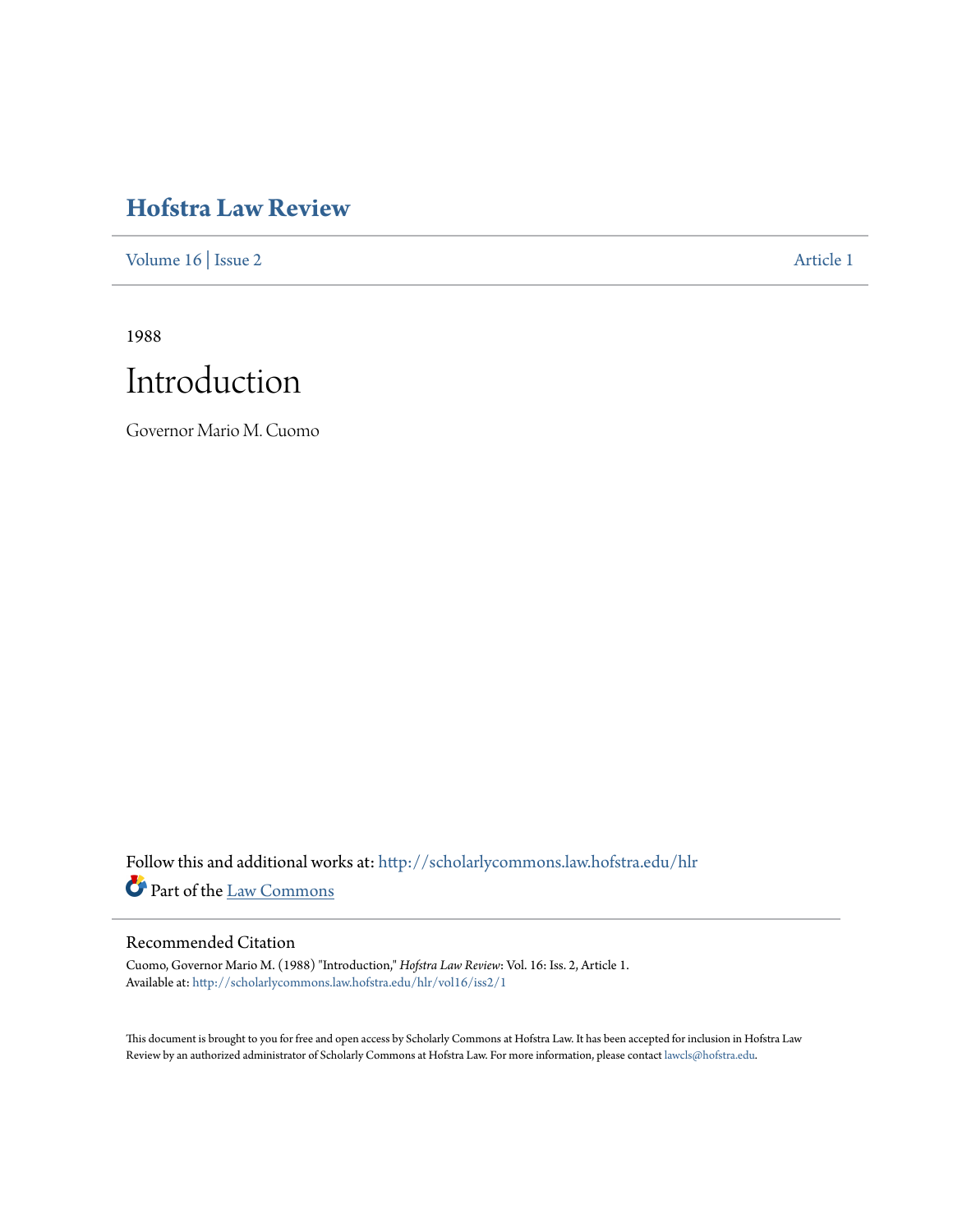# Hofstra Law Review

Volume 16 | Issue 2 Article 1

1988

# Introduction

Governor Mario M. Cuomo

Follow this and additional works at: http://scholarlycommons.law.hofstra.edu/hlr

Part of the Law Commons

## Recommended Citation

Cuomo, Governor Mario M. (1988) "Introduction," *Hofstra Law Review*: Vol. 16: Iss. 2, Article 1.
Available at: http://scholarlycommons.law.hofstra.edu/hlr/vol16/iss2/1

This document is brought to you for free and open access by Scholarly Commons at Hofstra Law. It has been accepted for inclusion in Hofstra Law Review by an authorized administrator of Scholarly Commons at Hofstra Law. For more information, please contact lawcls@hofstra.edu.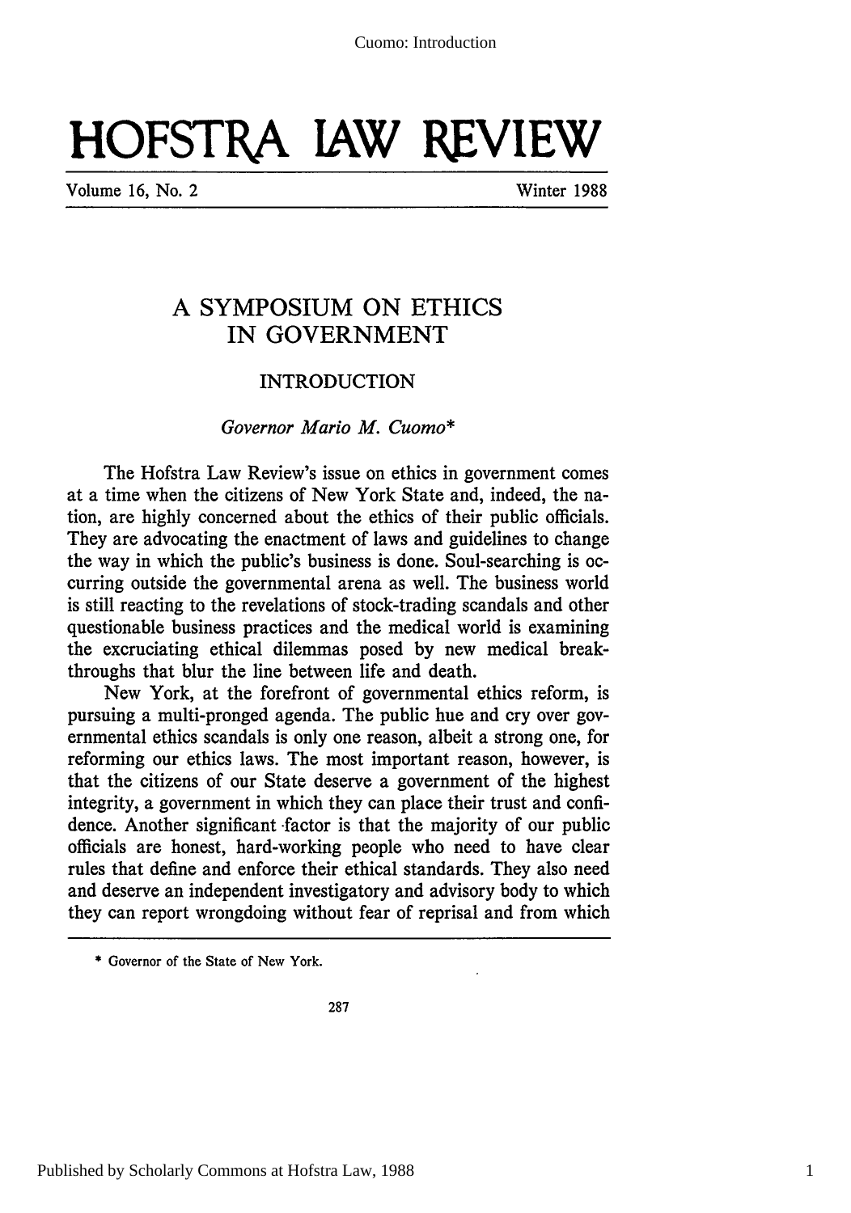# HOFSTRA LAW REVIEW

Volume 16, No. 2 Winter 1988

## A SYMPOSIUM ON ETHICS IN GOVERNMENT

### INTRODUCTION

*Governor Mario M. Cuomo**

The Hofstra Law Review's issue on ethics in government comes at a time when the citizens of New York State and, indeed, the nation, are highly concerned about the ethics of their public officials. They are advocating the enactment of laws and guidelines to change the way in which the public's business is done. Soul-searching is occurring outside the governmental arena as well. The business world is still reacting to the revelations of stock-trading scandals and other questionable business practices and the medical world is examining the excruciating ethical dilemmas posed by new medical breakthroughs that blur the line between life and death.

New York, at the forefront of governmental ethics reform, is pursuing a multi-pronged agenda. The public hue and cry over governmental ethics scandals is only one reason, albeit a strong one, for reforming our ethics laws. The most important reason, however, is that the citizens of our State deserve a government of the highest integrity, a government in which they can place their trust and confidence. Another significant factor is that the majority of our public officials are honest, hard-working people who need to have clear rules that define and enforce their ethical standards. They also need and deserve an independent investigatory and advisory body to which they can report wrongdoing without fear of reprisal and from which

---

\* Governor of the State of New York.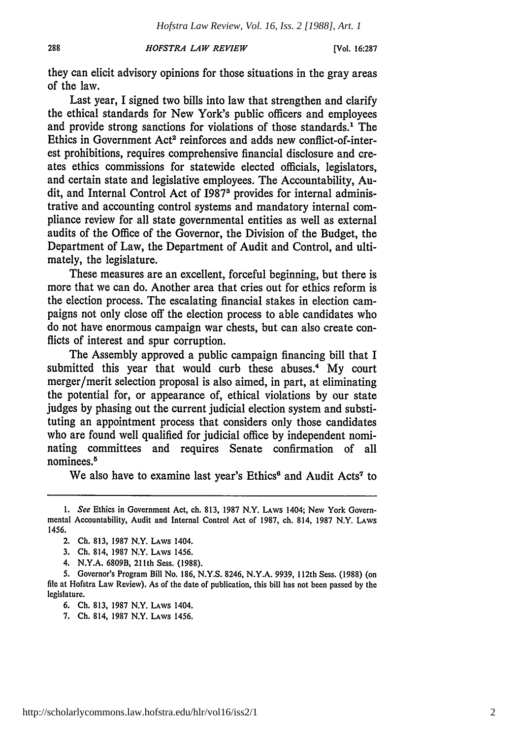they can elicit advisory opinions for those situations in the gray areas of the law.

Last year, I signed two bills into law that strengthen and clarify the ethical standards for New York's public officers and employees and provide strong sanctions for violations of those standards.[1] The Ethics in Government Act[2] reinforces and adds new conflict-of-interest prohibitions, requires comprehensive financial disclosure and creates ethics commissions for statewide elected officials, legislators, and certain state and legislative employees. The Accountability, Audit, and Internal Control Act of 1987[3] provides for internal administrative and accounting control systems and mandatory internal compliance review for all state governmental entities as well as external audits of the Office of the Governor, the Division of the Budget, the Department of Law, the Department of Audit and Control, and ultimately, the legislature.

These measures are an excellent, forceful beginning, but there is more that we can do. Another area that cries out for ethics reform is the election process. The escalating financial stakes in election campaigns not only close off the election process to able candidates who do not have enormous campaign war chests, but can also create conflicts of interest and spur corruption.

The Assembly approved a public campaign financing bill that I submitted this year that would curb these abuses.[4] My court merger/merit selection proposal is also aimed, in part, at eliminating the potential for, or appearance of, ethical violations by our state judges by phasing out the current judicial election system and substituting an appointment process that considers only those candidates who are found well qualified for judicial office by independent nominating committees and requires Senate confirmation of all nominees.[5]

We also have to examine last year's Ethics[6] and Audit Acts[7] to

---

1. *See* Ethics in Government Act, ch. 813, 1987 N.Y. LAWS 1404; New York Governmental Accountability, Audit and Internal Control Act of 1987, ch. 814, 1987 N.Y. LAWS 1456.

2. Ch. 813, 1987 N.Y. LAWS 1404.

3. Ch. 814, 1987 N.Y. LAWS 1456.

4. N.Y.A. 6809B, 211th Sess. (1988).

5. Governor's Program Bill No. 186, N.Y.S. 8246, N.Y.A. 9939, 112th Sess. (1988) (on file at Hofstra Law Review). As of the date of publication, this bill has not been passed by the legislature.

6. Ch. 813, 1987 N.Y. LAWS 1404.

7. Ch. 814, 1987 N.Y. LAWS 1456.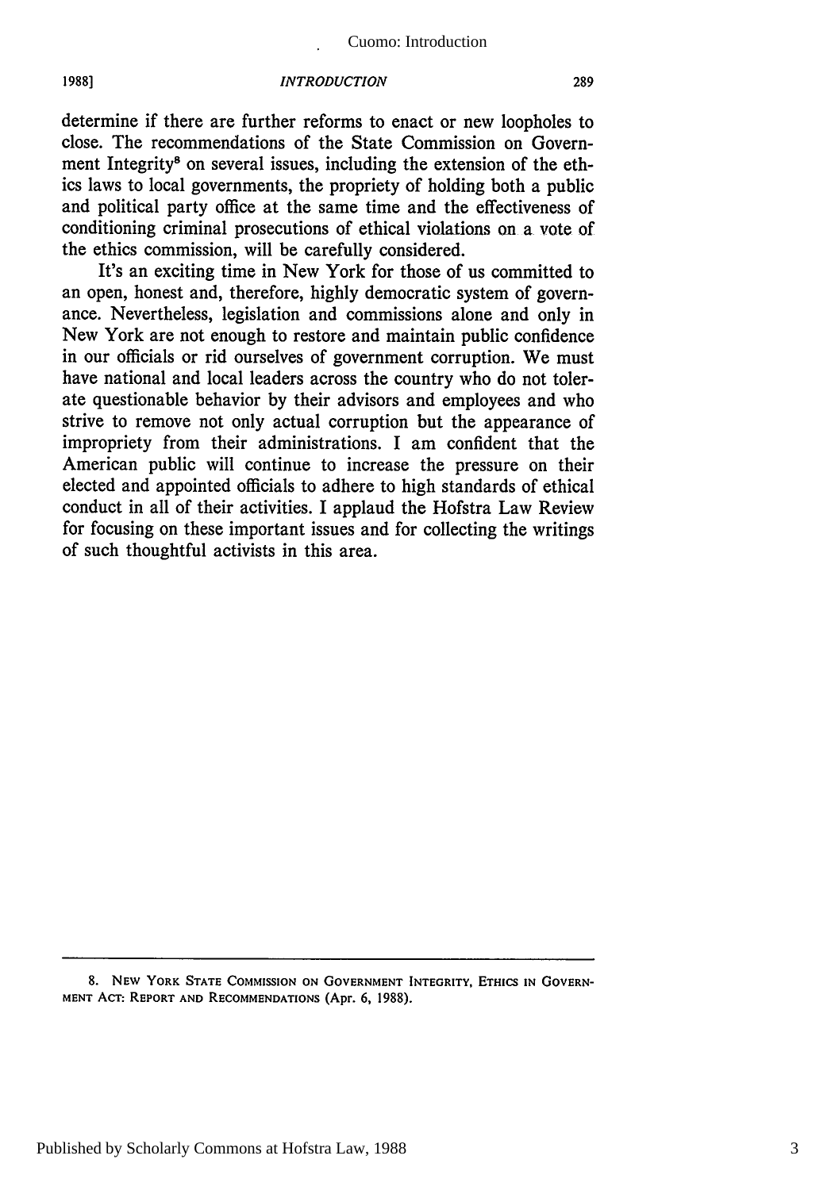determine if there are further reforms to enact or new loopholes to close. The recommendations of the State Commission on Government Integrity[8] on several issues, including the extension of the ethics laws to local governments, the propriety of holding both a public and political party office at the same time and the effectiveness of conditioning criminal prosecutions of ethical violations on a vote of the ethics commission, will be carefully considered.

It's an exciting time in New York for those of us committed to an open, honest and, therefore, highly democratic system of governance. Nevertheless, legislation and commissions alone and only in New York are not enough to restore and maintain public confidence in our officials or rid ourselves of government corruption. We must have national and local leaders across the country who do not tolerate questionable behavior by their advisors and employees and who strive to remove not only actual corruption but the appearance of impropriety from their administrations. I am confident that the American public will continue to increase the pressure on their elected and appointed officials to adhere to high standards of ethical conduct in all of their activities. I applaud the Hofstra Law Review for focusing on these important issues and for collecting the writings of such thoughtful activists in this area.

---

8. New York State Commission on Government Integrity, Ethics in Government Act: Report and Recommendations (Apr. 6, 1988).